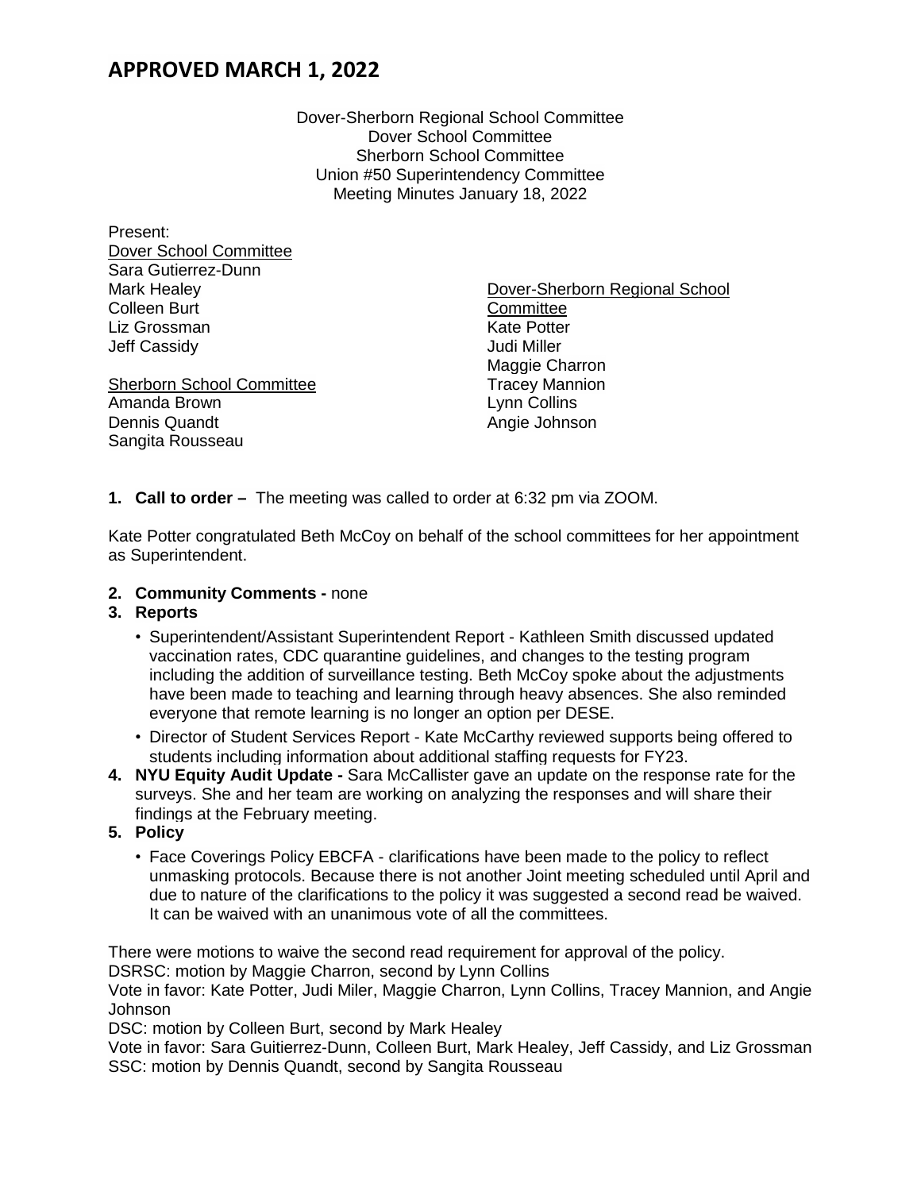# APPROVED MARCH 1, 2022

Dover-Sherborn Regional School Committee
Dover School Committee
Sherborn School Committee
Union #50 Superintendency Committee
Meeting Minutes January 18, 2022

Present:

Dover School Committee
Sara Gutierrez-Dunn
Mark Healey
Colleen Burt
Liz Grossman
Jeff Cassidy

Sherborn School Committee
Amanda Brown
Dennis Quandt
Sangita Rousseau

Dover-Sherborn Regional School Committee
Kate Potter
Judi Miller
Maggie Charron
Tracey Mannion
Lynn Collins
Angie Johnson

1. **Call to order –** The meeting was called to order at 6:32 pm via ZOOM.

Kate Potter congratulated Beth McCoy on behalf of the school committees for her appointment as Superintendent.

2. **Community Comments -** none
3. **Reports**
   - Superintendent/Assistant Superintendent Report - Kathleen Smith discussed updated vaccination rates, CDC quarantine guidelines, and changes to the testing program including the addition of surveillance testing. Beth McCoy spoke about the adjustments have been made to teaching and learning through heavy absences. She also reminded everyone that remote learning is no longer an option per DESE.
   - Director of Student Services Report - Kate McCarthy reviewed supports being offered to students including information about additional staffing requests for FY23.
4. **NYU Equity Audit Update -** Sara McCallister gave an update on the response rate for the surveys. She and her team are working on analyzing the responses and will share their findings at the February meeting.
5. **Policy**
   - Face Coverings Policy EBCFA - clarifications have been made to the policy to reflect unmasking protocols. Because there is not another Joint meeting scheduled until April and due to nature of the clarifications to the policy it was suggested a second read be waived. It can be waived with an unanimous vote of all the committees.

There were motions to waive the second read requirement for approval of the policy.
DSRSC: motion by Maggie Charron, second by Lynn Collins
Vote in favor: Kate Potter, Judi Miler, Maggie Charron, Lynn Collins, Tracey Mannion, and Angie Johnson
DSC: motion by Colleen Burt, second by Mark Healey
Vote in favor: Sara Guitierrez-Dunn, Colleen Burt, Mark Healey, Jeff Cassidy, and Liz Grossman
SSC: motion by Dennis Quandt, second by Sangita Rousseau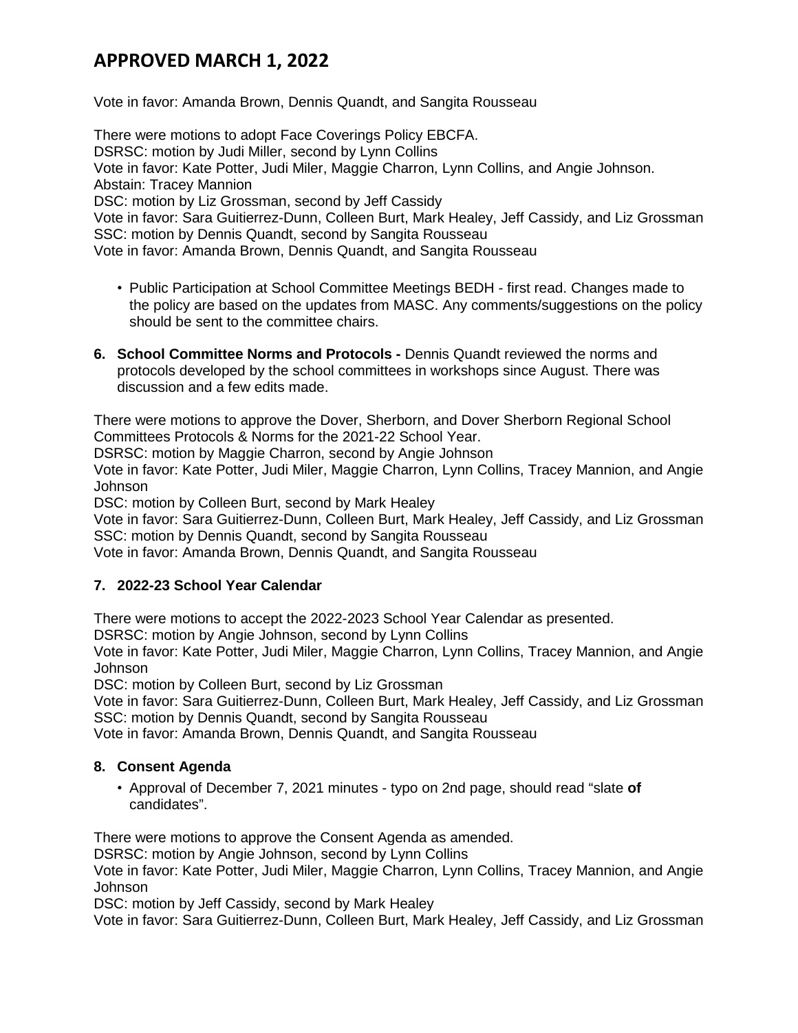# APPROVED MARCH 1, 2022

Vote in favor: Amanda Brown, Dennis Quandt, and Sangita Rousseau

There were motions to adopt Face Coverings Policy EBCFA.
DSRSC: motion by Judi Miller, second by Lynn Collins
Vote in favor: Kate Potter, Judi Miler, Maggie Charron, Lynn Collins, and Angie Johnson.
Abstain: Tracey Mannion
DSC: motion by Liz Grossman, second by Jeff Cassidy
Vote in favor: Sara Guitierrez-Dunn, Colleen Burt, Mark Healey, Jeff Cassidy, and Liz Grossman
SSC: motion by Dennis Quandt, second by Sangita Rousseau
Vote in favor: Amanda Brown, Dennis Quandt, and Sangita Rousseau

- Public Participation at School Committee Meetings BEDH - first read. Changes made to the policy are based on the updates from MASC. Any comments/suggestions on the policy should be sent to the committee chairs.

6. **School Committee Norms and Protocols -** Dennis Quandt reviewed the norms and protocols developed by the school committees in workshops since August. There was discussion and a few edits made.

There were motions to approve the Dover, Sherborn, and Dover Sherborn Regional School Committees Protocols & Norms for the 2021-22 School Year.
DSRSC: motion by Maggie Charron, second by Angie Johnson
Vote in favor: Kate Potter, Judi Miler, Maggie Charron, Lynn Collins, Tracey Mannion, and Angie Johnson
DSC: motion by Colleen Burt, second by Mark Healey
Vote in favor: Sara Guitierrez-Dunn, Colleen Burt, Mark Healey, Jeff Cassidy, and Liz Grossman
SSC: motion by Dennis Quandt, second by Sangita Rousseau
Vote in favor: Amanda Brown, Dennis Quandt, and Sangita Rousseau

7. **2022-23 School Year Calendar**

There were motions to accept the 2022-2023 School Year Calendar as presented.
DSRSC: motion by Angie Johnson, second by Lynn Collins
Vote in favor: Kate Potter, Judi Miler, Maggie Charron, Lynn Collins, Tracey Mannion, and Angie Johnson
DSC: motion by Colleen Burt, second by Liz Grossman
Vote in favor: Sara Guitierrez-Dunn, Colleen Burt, Mark Healey, Jeff Cassidy, and Liz Grossman
SSC: motion by Dennis Quandt, second by Sangita Rousseau
Vote in favor: Amanda Brown, Dennis Quandt, and Sangita Rousseau

8. **Consent Agenda**

- Approval of December 7, 2021 minutes - typo on 2nd page, should read "slate **of** candidates".

There were motions to approve the Consent Agenda as amended.
DSRSC: motion by Angie Johnson, second by Lynn Collins
Vote in favor: Kate Potter, Judi Miler, Maggie Charron, Lynn Collins, Tracey Mannion, and Angie Johnson
DSC: motion by Jeff Cassidy, second by Mark Healey
Vote in favor: Sara Guitierrez-Dunn, Colleen Burt, Mark Healey, Jeff Cassidy, and Liz Grossman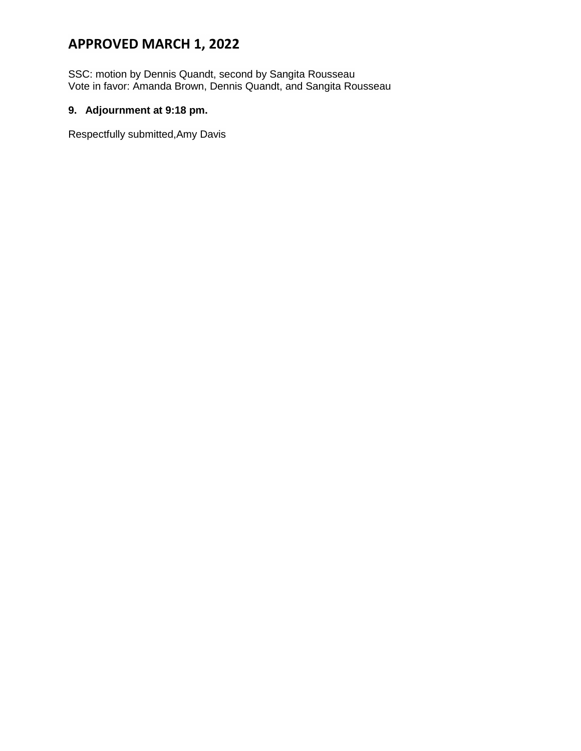## APPROVED MARCH 1, 2022

SSC: motion by Dennis Quandt, second by Sangita Rousseau
Vote in favor: Amanda Brown, Dennis Quandt, and Sangita Rousseau

**9. Adjournment at 9:18 pm.**

Respectfully submitted,Amy Davis